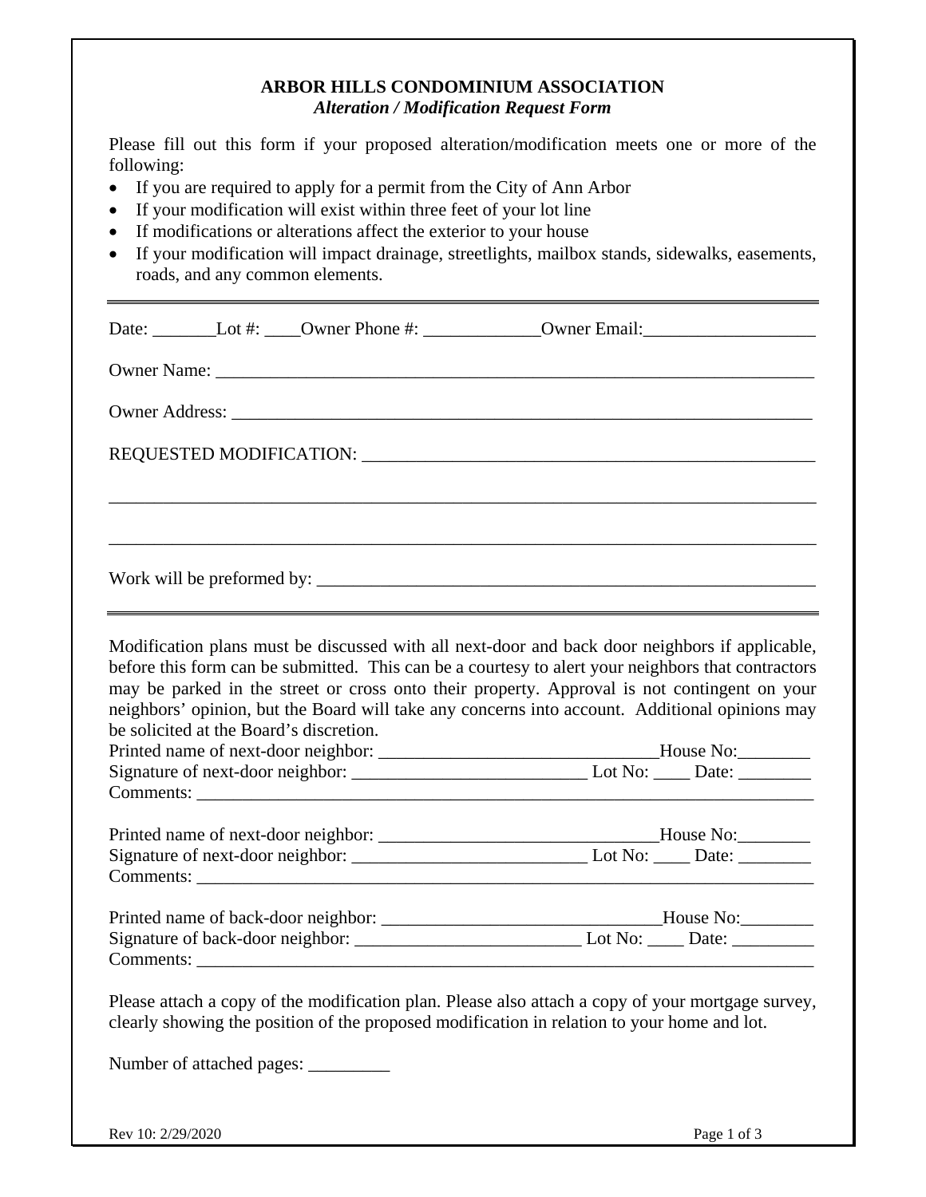**ARBOR HILLS CONDOMINIUM ASSOCIATION**
***Alteration / Modification Request Form***

Please fill out this form if your proposed alteration/modification meets one or more of the following:

- If you are required to apply for a permit from the City of Ann Arbor
- If your modification will exist within three feet of your lot line
- If modifications or alterations affect the exterior to your house
- If your modification will impact drainage, streetlights, mailbox stands, sidewalks, easements, roads, and any common elements.

---

Date: _______Lot #: ____Owner Phone #: _____________Owner Email:___________________

Owner Name: ____________________________________________________________________

Owner Address: __________________________________________________________________

REQUESTED MODIFICATION: ________________________________________________

______________________________________________________________________________

______________________________________________________________________________

Work will be preformed by: _______________________________________________________

---

Modification plans must be discussed with all next-door and back door neighbors if applicable, before this form can be submitted. This can be a courtesy to alert your neighbors that contractors may be parked in the street or cross onto their property. Approval is not contingent on your neighbors' opinion, but the Board will take any concerns into account. Additional opinions may be solicited at the Board's discretion.

Printed name of next-door neighbor: ______________________________House No:________
Signature of next-door neighbor: _________________________ Lot No: ____ Date: ________
Comments: _____________________________________________________________________

Printed name of next-door neighbor: ______________________________House No:________
Signature of next-door neighbor: _________________________ Lot No: ____ Date: ________
Comments: _____________________________________________________________________

Printed name of back-door neighbor: ______________________________House No:________
Signature of back-door neighbor: _________________________ Lot No: ____ Date: ________
Comments: _____________________________________________________________________

Please attach a copy of the modification plan. Please also attach a copy of your mortgage survey, clearly showing the position of the proposed modification in relation to your home and lot.

Number of attached pages: _________

Rev 10: 2/29/2020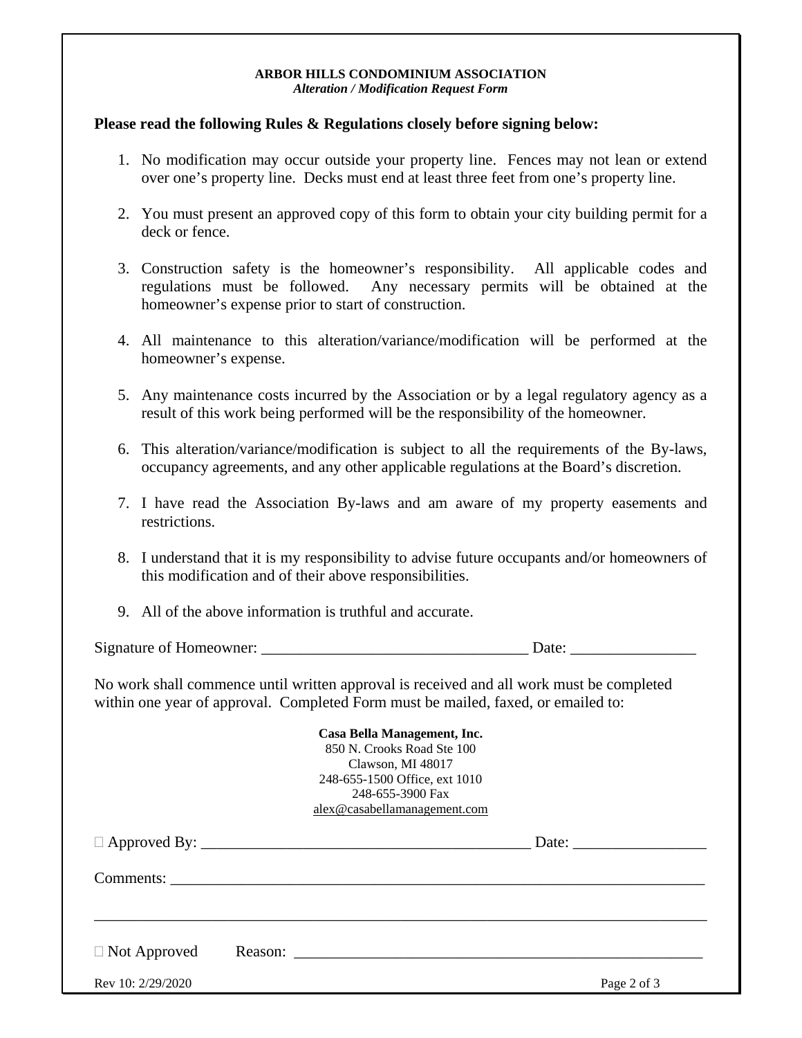**ARBOR HILLS CONDOMINIUM ASSOCIATION**
*Alteration / Modification Request Form*

**Please read the following Rules & Regulations closely before signing below:**

1. No modification may occur outside your property line. Fences may not lean or extend over one's property line. Decks must end at least three feet from one's property line.

2. You must present an approved copy of this form to obtain your city building permit for a deck or fence.

3. Construction safety is the homeowner's responsibility. All applicable codes and regulations must be followed. Any necessary permits will be obtained at the homeowner's expense prior to start of construction.

4. All maintenance to this alteration/variance/modification will be performed at the homeowner's expense.

5. Any maintenance costs incurred by the Association or by a legal regulatory agency as a result of this work being performed will be the responsibility of the homeowner.

6. This alteration/variance/modification is subject to all the requirements of the By-laws, occupancy agreements, and any other applicable regulations at the Board's discretion.

7. I have read the Association By-laws and am aware of my property easements and restrictions.

8. I understand that it is my responsibility to advise future occupants and/or homeowners of this modification and of their above responsibilities.

9. All of the above information is truthful and accurate.

Signature of Homeowner: __________________________________ Date: ________________

No work shall commence until written approval is received and all work must be completed within one year of approval. Completed Form must be mailed, faxed, or emailed to:

**Casa Bella Management, Inc.**
850 N. Crooks Road Ste 100
Clawson, MI 48017
248-655-1500 Office, ext 1010
248-655-3900 Fax
alex@casabellamanagement.com

☐ Approved By: ___________________________________________ Date: _________________

Comments: ________________________________________________________________________

__________________________________________________________________________________

☐ Not Approved    Reason: ______________________________________________________

Rev 10: 2/29/2020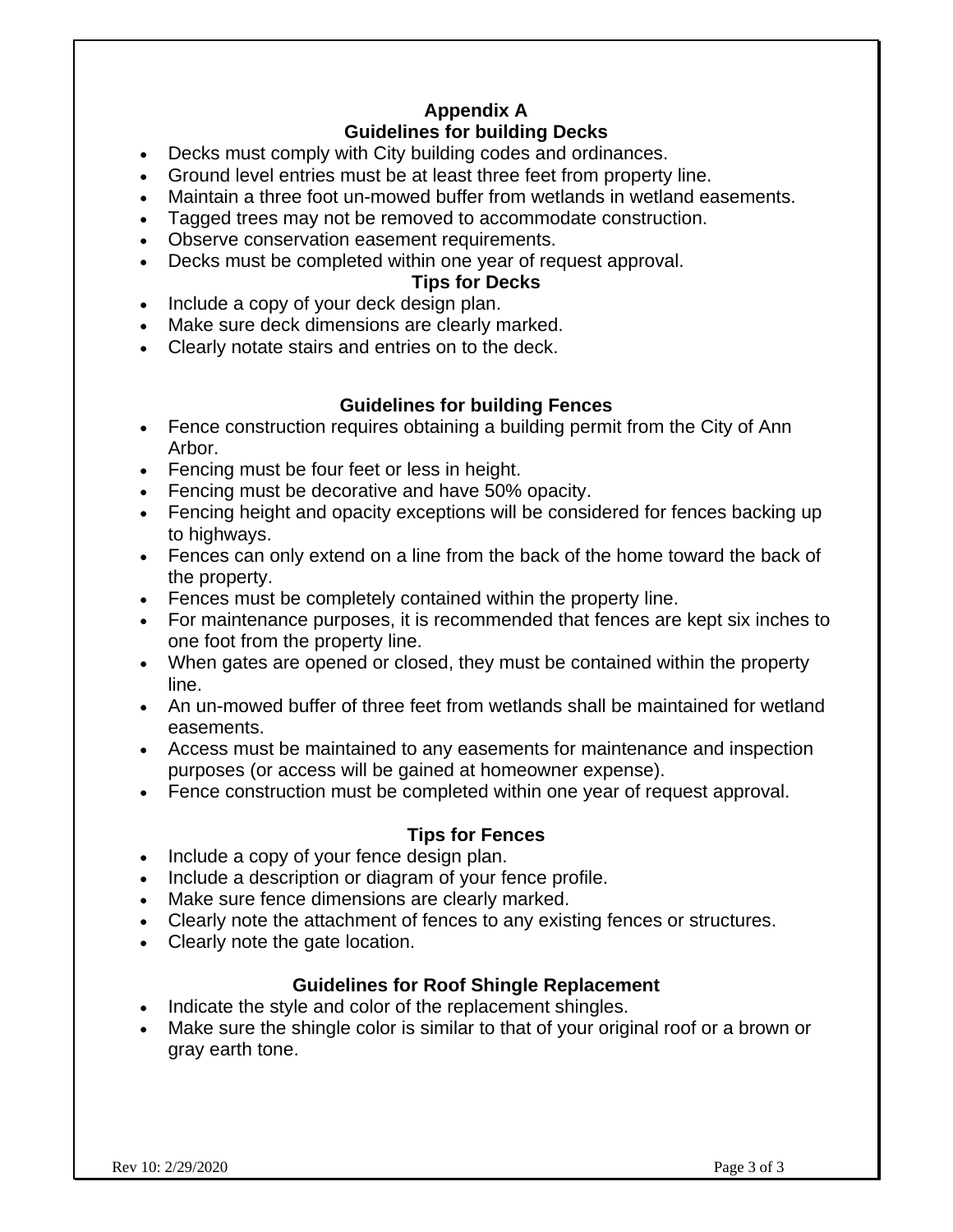## Appendix A
## Guidelines for building Decks

- Decks must comply with City building codes and ordinances.
- Ground level entries must be at least three feet from property line.
- Maintain a three foot un-mowed buffer from wetlands in wetland easements.
- Tagged trees may not be removed to accommodate construction.
- Observe conservation easement requirements.
- Decks must be completed within one year of request approval.

### Tips for Decks

- Include a copy of your deck design plan.
- Make sure deck dimensions are clearly marked.
- Clearly notate stairs and entries on to the deck.

## Guidelines for building Fences

- Fence construction requires obtaining a building permit from the City of Ann Arbor.
- Fencing must be four feet or less in height.
- Fencing must be decorative and have 50% opacity.
- Fencing height and opacity exceptions will be considered for fences backing up to highways.
- Fences can only extend on a line from the back of the home toward the back of the property.
- Fences must be completely contained within the property line.
- For maintenance purposes, it is recommended that fences are kept six inches to one foot from the property line.
- When gates are opened or closed, they must be contained within the property line.
- An un-mowed buffer of three feet from wetlands shall be maintained for wetland easements.
- Access must be maintained to any easements for maintenance and inspection purposes (or access will be gained at homeowner expense).
- Fence construction must be completed within one year of request approval.

### Tips for Fences

- Include a copy of your fence design plan.
- Include a description or diagram of your fence profile.
- Make sure fence dimensions are clearly marked.
- Clearly note the attachment of fences to any existing fences or structures.
- Clearly note the gate location.

## Guidelines for Roof Shingle Replacement

- Indicate the style and color of the replacement shingles.
- Make sure the shingle color is similar to that of your original roof or a brown or gray earth tone.

Rev 10: 2/29/2020